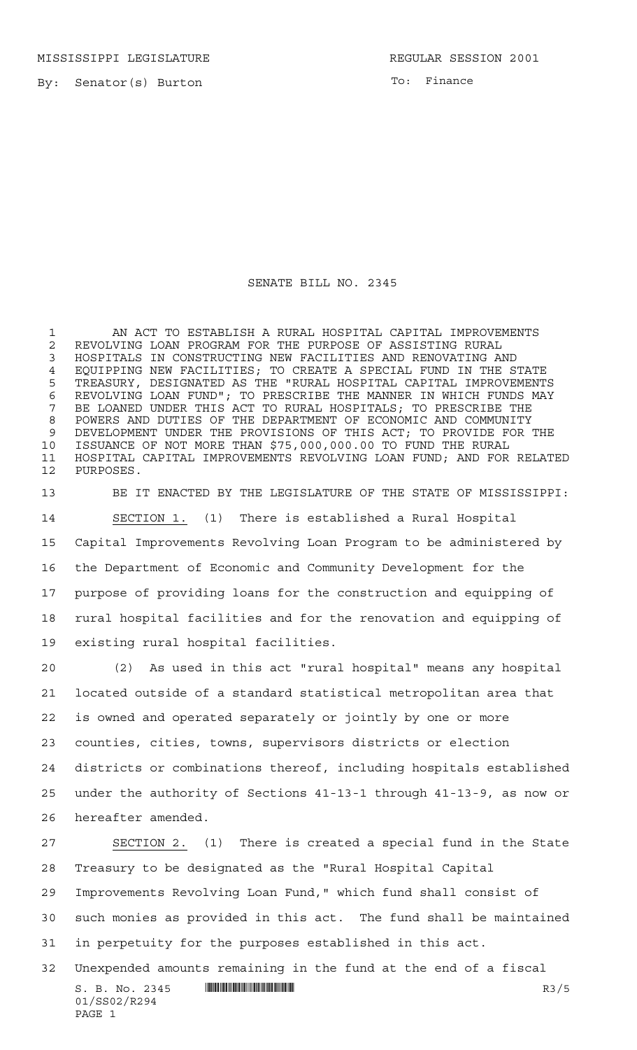MISSISSIPPI LEGISLATURE REGULAR SESSION 2001

By: Senator(s) Burton

To: Finance

# SENATE BILL NO. 2345

AN ACT TO ESTABLISH A RURAL HOSPITAL CAPITAL IMPROVEMENTS REVOLVING LOAN PROGRAM FOR THE PURPOSE OF ASSISTING RURAL HOSPITALS IN CONSTRUCTING NEW FACILITIES AND RENOVATING AND EQUIPPING NEW FACILITIES; TO CREATE A SPECIAL FUND IN THE STATE TREASURY, DESIGNATED AS THE "RURAL HOSPITAL CAPITAL IMPROVEMENTS REVOLVING LOAN FUND"; TO PRESCRIBE THE MANNER IN WHICH FUNDS MAY BE LOANED UNDER THIS ACT TO RURAL HOSPITALS; TO PRESCRIBE THE POWERS AND DUTIES OF THE DEPARTMENT OF ECONOMIC AND COMMUNITY DEVELOPMENT UNDER THE PROVISIONS OF THIS ACT; TO PROVIDE FOR THE ISSUANCE OF NOT MORE THAN $75,000,000.00 TO FUND THE RURAL HOSPITAL CAPITAL IMPROVEMENTS REVOLVING LOAN FUND; AND FOR RELATED PURPOSES.

BE IT ENACTED BY THE LEGISLATURE OF THE STATE OF MISSISSIPPI:

SECTION 1. (1) There is established a Rural Hospital Capital Improvements Revolving Loan Program to be administered by the Department of Economic and Community Development for the purpose of providing loans for the construction and equipping of rural hospital facilities and for the renovation and equipping of existing rural hospital facilities.

(2) As used in this act "rural hospital" means any hospital located outside of a standard statistical metropolitan area that is owned and operated separately or jointly by one or more counties, cities, towns, supervisors districts or election districts or combinations thereof, including hospitals established under the authority of Sections 41-13-1 through 41-13-9, as now or hereafter amended.

SECTION 2. (1) There is created a special fund in the State Treasury to be designated as the "Rural Hospital Capital Improvements Revolving Loan Fund," which fund shall consist of such monies as provided in this act. The fund shall be maintained in perpetuity for the purposes established in this act. Unexpended amounts remaining in the fund at the end of a fiscal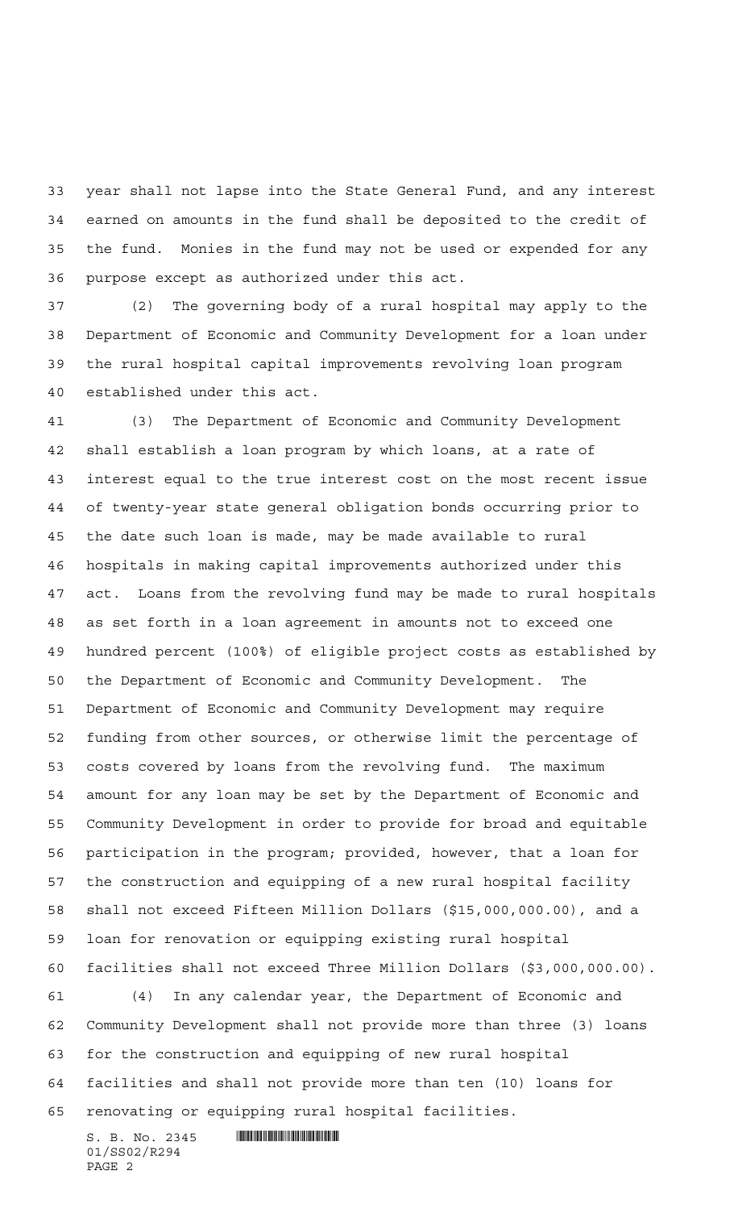year shall not lapse into the State General Fund, and any interest earned on amounts in the fund shall be deposited to the credit of the fund. Monies in the fund may not be used or expended for any purpose except as authorized under this act.

(2) The governing body of a rural hospital may apply to the Department of Economic and Community Development for a loan under the rural hospital capital improvements revolving loan program established under this act.

(3) The Department of Economic and Community Development shall establish a loan program by which loans, at a rate of interest equal to the true interest cost on the most recent issue of twenty-year state general obligation bonds occurring prior to the date such loan is made, may be made available to rural hospitals in making capital improvements authorized under this act. Loans from the revolving fund may be made to rural hospitals as set forth in a loan agreement in amounts not to exceed one hundred percent (100%) of eligible project costs as established by the Department of Economic and Community Development. The Department of Economic and Community Development may require funding from other sources, or otherwise limit the percentage of costs covered by loans from the revolving fund. The maximum amount for any loan may be set by the Department of Economic and Community Development in order to provide for broad and equitable participation in the program; provided, however, that a loan for the construction and equipping of a new rural hospital facility shall not exceed Fifteen Million Dollars ($15,000,000.00), and a loan for renovation or equipping existing rural hospital facilities shall not exceed Three Million Dollars ($3,000,000.00).

(4) In any calendar year, the Department of Economic and Community Development shall not provide more than three (3) loans for the construction and equipping of new rural hospital facilities and shall not provide more than ten (10) loans for renovating or equipping rural hospital facilities.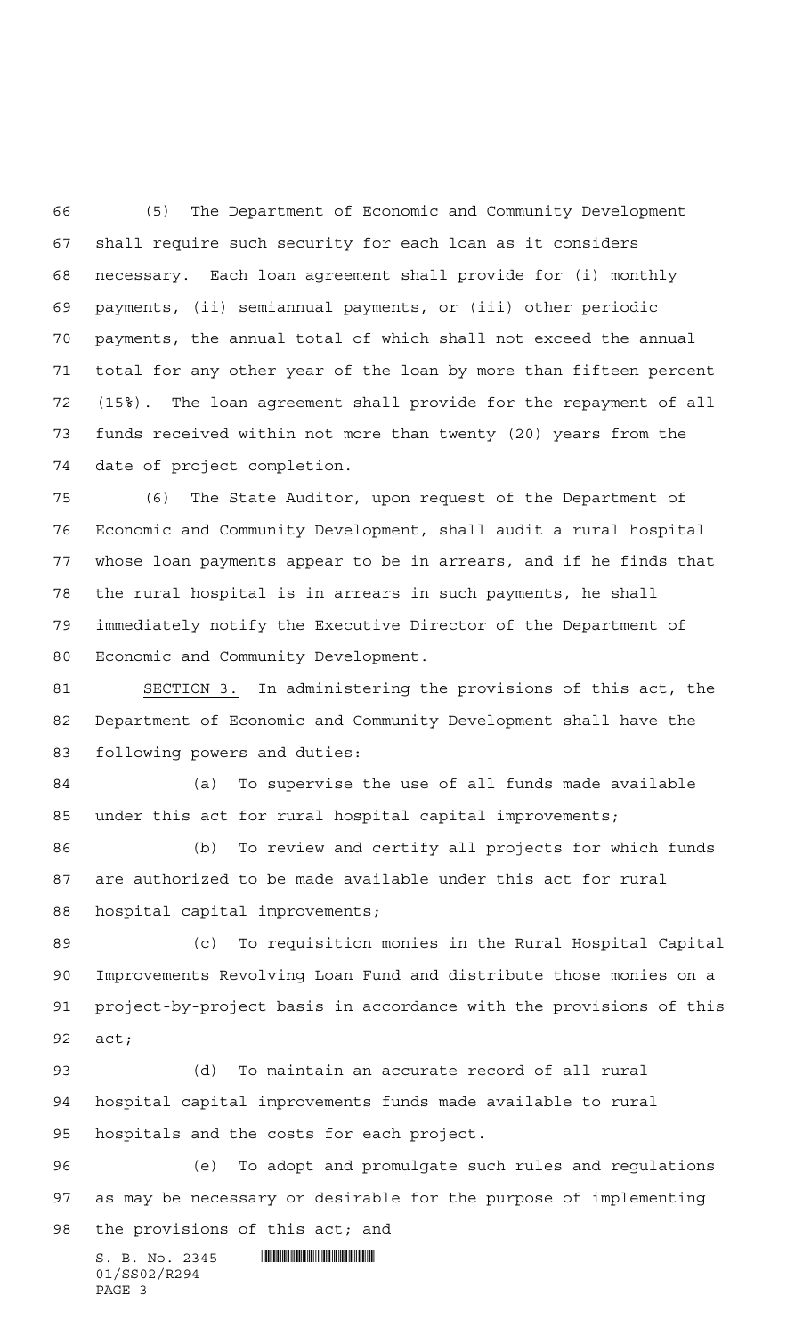(5) The Department of Economic and Community Development shall require such security for each loan as it considers necessary. Each loan agreement shall provide for (i) monthly payments, (ii) semiannual payments, or (iii) other periodic payments, the annual total of which shall not exceed the annual total for any other year of the loan by more than fifteen percent (15%). The loan agreement shall provide for the repayment of all funds received within not more than twenty (20) years from the date of project completion.

(6) The State Auditor, upon request of the Department of Economic and Community Development, shall audit a rural hospital whose loan payments appear to be in arrears, and if he finds that the rural hospital is in arrears in such payments, he shall immediately notify the Executive Director of the Department of Economic and Community Development.

SECTION 3. In administering the provisions of this act, the Department of Economic and Community Development shall have the following powers and duties:

(a) To supervise the use of all funds made available under this act for rural hospital capital improvements;

(b) To review and certify all projects for which funds are authorized to be made available under this act for rural hospital capital improvements;

(c) To requisition monies in the Rural Hospital Capital Improvements Revolving Loan Fund and distribute those monies on a project-by-project basis in accordance with the provisions of this act;

(d) To maintain an accurate record of all rural hospital capital improvements funds made available to rural hospitals and the costs for each project.

(e) To adopt and promulgate such rules and regulations as may be necessary or desirable for the purpose of implementing the provisions of this act; and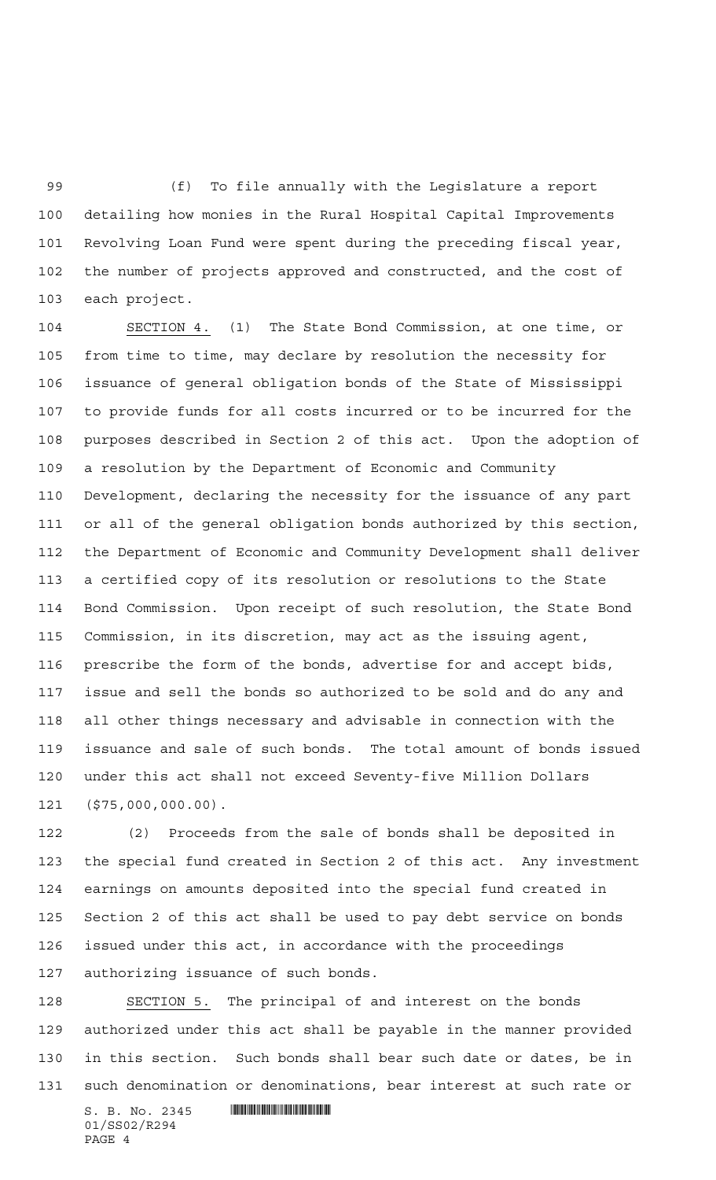(f) To file annually with the Legislature a report detailing how monies in the Rural Hospital Capital Improvements Revolving Loan Fund were spent during the preceding fiscal year, the number of projects approved and constructed, and the cost of each project.

SECTION 4. (1) The State Bond Commission, at one time, or from time to time, may declare by resolution the necessity for issuance of general obligation bonds of the State of Mississippi to provide funds for all costs incurred or to be incurred for the purposes described in Section 2 of this act. Upon the adoption of a resolution by the Department of Economic and Community Development, declaring the necessity for the issuance of any part or all of the general obligation bonds authorized by this section, the Department of Economic and Community Development shall deliver a certified copy of its resolution or resolutions to the State Bond Commission. Upon receipt of such resolution, the State Bond Commission, in its discretion, may act as the issuing agent, prescribe the form of the bonds, advertise for and accept bids, issue and sell the bonds so authorized to be sold and do any and all other things necessary and advisable in connection with the issuance and sale of such bonds. The total amount of bonds issued under this act shall not exceed Seventy-five Million Dollars ($75,000,000.00).

(2) Proceeds from the sale of bonds shall be deposited in the special fund created in Section 2 of this act. Any investment earnings on amounts deposited into the special fund created in Section 2 of this act shall be used to pay debt service on bonds issued under this act, in accordance with the proceedings authorizing issuance of such bonds.

SECTION 5. The principal of and interest on the bonds authorized under this act shall be payable in the manner provided in this section. Such bonds shall bear such date or dates, be in such denomination or denominations, bear interest at such rate or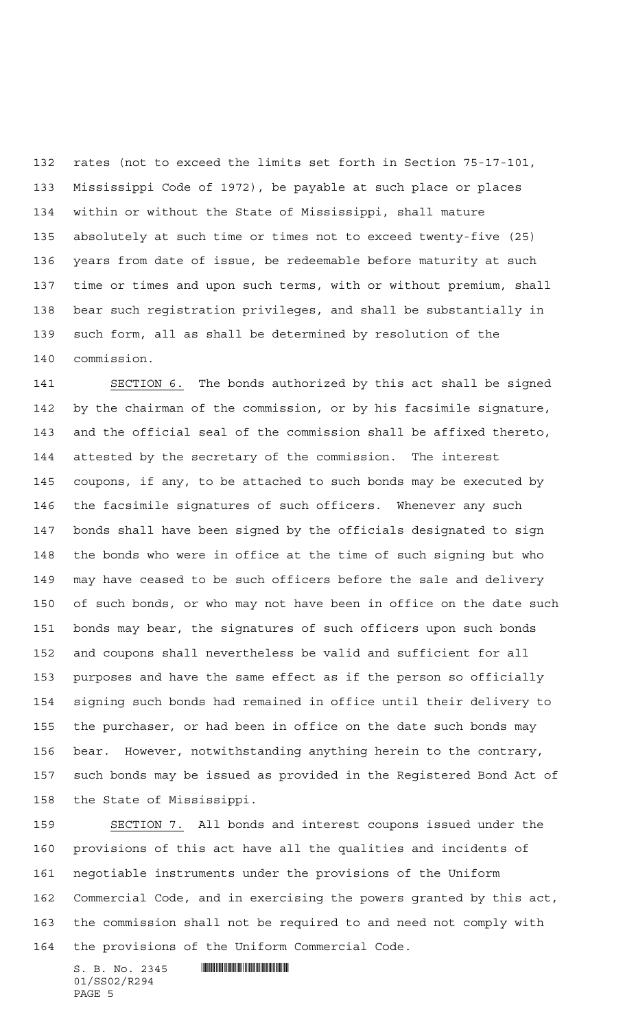rates (not to exceed the limits set forth in Section 75-17-101, Mississippi Code of 1972), be payable at such place or places within or without the State of Mississippi, shall mature absolutely at such time or times not to exceed twenty-five (25) years from date of issue, be redeemable before maturity at such time or times and upon such terms, with or without premium, shall bear such registration privileges, and shall be substantially in such form, all as shall be determined by resolution of the commission.

SECTION 6. The bonds authorized by this act shall be signed by the chairman of the commission, or by his facsimile signature, and the official seal of the commission shall be affixed thereto, attested by the secretary of the commission. The interest coupons, if any, to be attached to such bonds may be executed by the facsimile signatures of such officers. Whenever any such bonds shall have been signed by the officials designated to sign the bonds who were in office at the time of such signing but who may have ceased to be such officers before the sale and delivery of such bonds, or who may not have been in office on the date such bonds may bear, the signatures of such officers upon such bonds and coupons shall nevertheless be valid and sufficient for all purposes and have the same effect as if the person so officially signing such bonds had remained in office until their delivery to the purchaser, or had been in office on the date such bonds may bear. However, notwithstanding anything herein to the contrary, such bonds may be issued as provided in the Registered Bond Act of the State of Mississippi.

SECTION 7. All bonds and interest coupons issued under the provisions of this act have all the qualities and incidents of negotiable instruments under the provisions of the Uniform Commercial Code, and in exercising the powers granted by this act, the commission shall not be required to and need not comply with the provisions of the Uniform Commercial Code.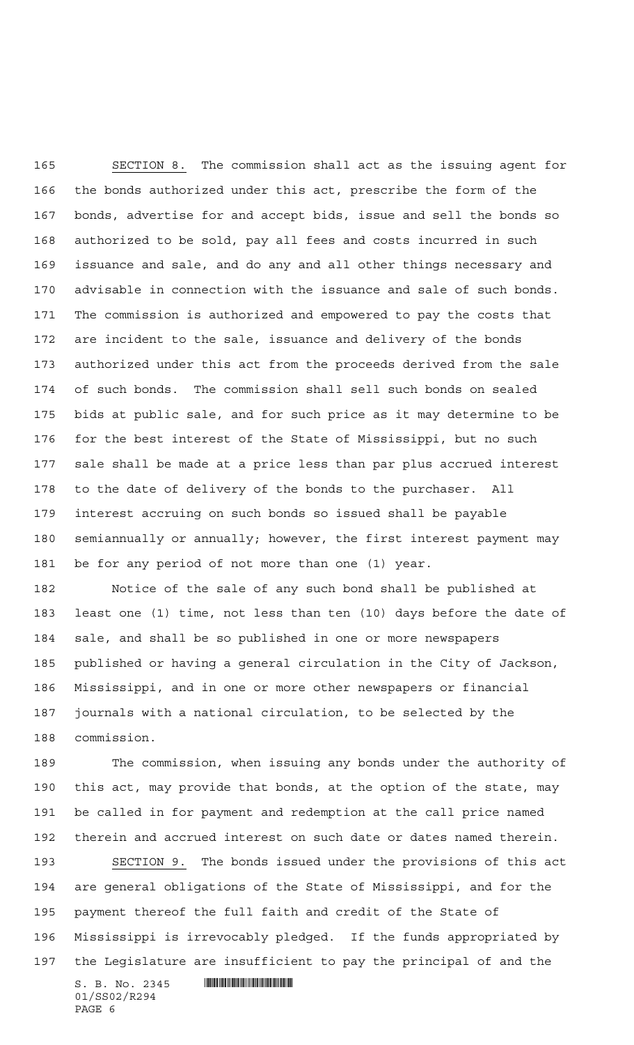SECTION 8. The commission shall act as the issuing agent for the bonds authorized under this act, prescribe the form of the bonds, advertise for and accept bids, issue and sell the bonds so authorized to be sold, pay all fees and costs incurred in such issuance and sale, and do any and all other things necessary and advisable in connection with the issuance and sale of such bonds. The commission is authorized and empowered to pay the costs that are incident to the sale, issuance and delivery of the bonds authorized under this act from the proceeds derived from the sale of such bonds. The commission shall sell such bonds on sealed bids at public sale, and for such price as it may determine to be for the best interest of the State of Mississippi, but no such sale shall be made at a price less than par plus accrued interest to the date of delivery of the bonds to the purchaser. All interest accruing on such bonds so issued shall be payable semiannually or annually; however, the first interest payment may be for any period of not more than one (1) year.

Notice of the sale of any such bond shall be published at least one (1) time, not less than ten (10) days before the date of sale, and shall be so published in one or more newspapers published or having a general circulation in the City of Jackson, Mississippi, and in one or more other newspapers or financial journals with a national circulation, to be selected by the commission.

The commission, when issuing any bonds under the authority of this act, may provide that bonds, at the option of the state, may be called in for payment and redemption at the call price named therein and accrued interest on such date or dates named therein.

SECTION 9. The bonds issued under the provisions of this act are general obligations of the State of Mississippi, and for the payment thereof the full faith and credit of the State of Mississippi is irrevocably pledged. If the funds appropriated by the Legislature are insufficient to pay the principal of and the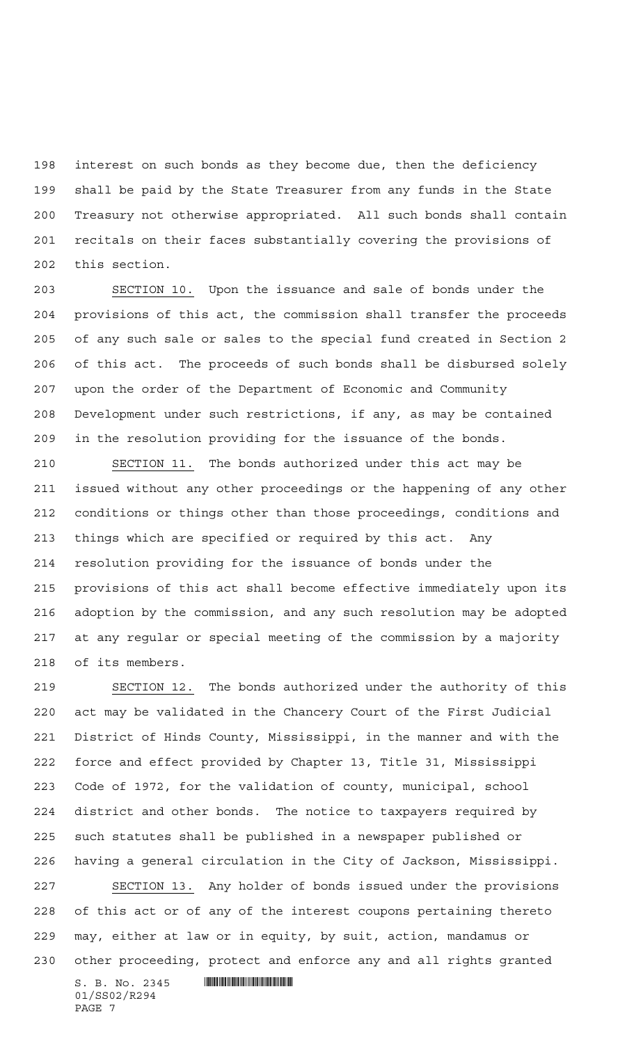interest on such bonds as they become due, then the deficiency shall be paid by the State Treasurer from any funds in the State Treasury not otherwise appropriated. All such bonds shall contain recitals on their faces substantially covering the provisions of this section.

SECTION 10. Upon the issuance and sale of bonds under the provisions of this act, the commission shall transfer the proceeds of any such sale or sales to the special fund created in Section 2 of this act. The proceeds of such bonds shall be disbursed solely upon the order of the Department of Economic and Community Development under such restrictions, if any, as may be contained in the resolution providing for the issuance of the bonds.

SECTION 11. The bonds authorized under this act may be issued without any other proceedings or the happening of any other conditions or things other than those proceedings, conditions and things which are specified or required by this act. Any resolution providing for the issuance of bonds under the provisions of this act shall become effective immediately upon its adoption by the commission, and any such resolution may be adopted at any regular or special meeting of the commission by a majority of its members.

SECTION 12. The bonds authorized under the authority of this act may be validated in the Chancery Court of the First Judicial District of Hinds County, Mississippi, in the manner and with the force and effect provided by Chapter 13, Title 31, Mississippi Code of 1972, for the validation of county, municipal, school district and other bonds. The notice to taxpayers required by such statutes shall be published in a newspaper published or having a general circulation in the City of Jackson, Mississippi.

SECTION 13. Any holder of bonds issued under the provisions of this act or of any of the interest coupons pertaining thereto may, either at law or in equity, by suit, action, mandamus or other proceeding, protect and enforce any and all rights granted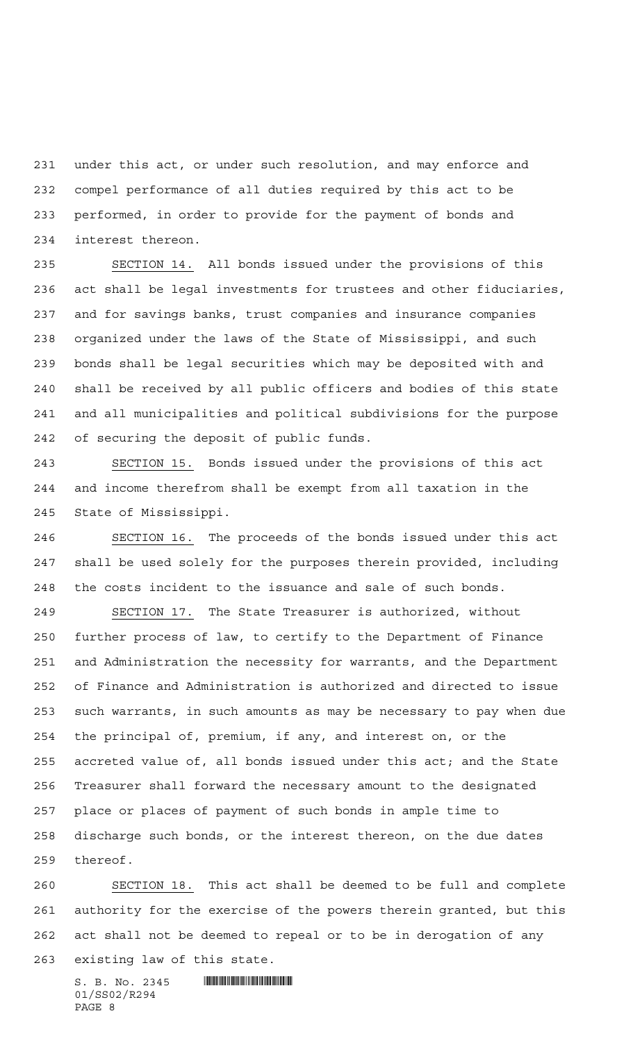under this act, or under such resolution, and may enforce and compel performance of all duties required by this act to be performed, in order to provide for the payment of bonds and interest thereon.

SECTION 14. All bonds issued under the provisions of this act shall be legal investments for trustees and other fiduciaries, and for savings banks, trust companies and insurance companies organized under the laws of the State of Mississippi, and such bonds shall be legal securities which may be deposited with and shall be received by all public officers and bodies of this state and all municipalities and political subdivisions for the purpose of securing the deposit of public funds.

SECTION 15. Bonds issued under the provisions of this act and income therefrom shall be exempt from all taxation in the State of Mississippi.

SECTION 16. The proceeds of the bonds issued under this act shall be used solely for the purposes therein provided, including the costs incident to the issuance and sale of such bonds.

SECTION 17. The State Treasurer is authorized, without further process of law, to certify to the Department of Finance and Administration the necessity for warrants, and the Department of Finance and Administration is authorized and directed to issue such warrants, in such amounts as may be necessary to pay when due the principal of, premium, if any, and interest on, or the accreted value of, all bonds issued under this act; and the State Treasurer shall forward the necessary amount to the designated place or places of payment of such bonds in ample time to discharge such bonds, or the interest thereon, on the due dates thereof.

SECTION 18. This act shall be deemed to be full and complete authority for the exercise of the powers therein granted, but this act shall not be deemed to repeal or to be in derogation of any existing law of this state.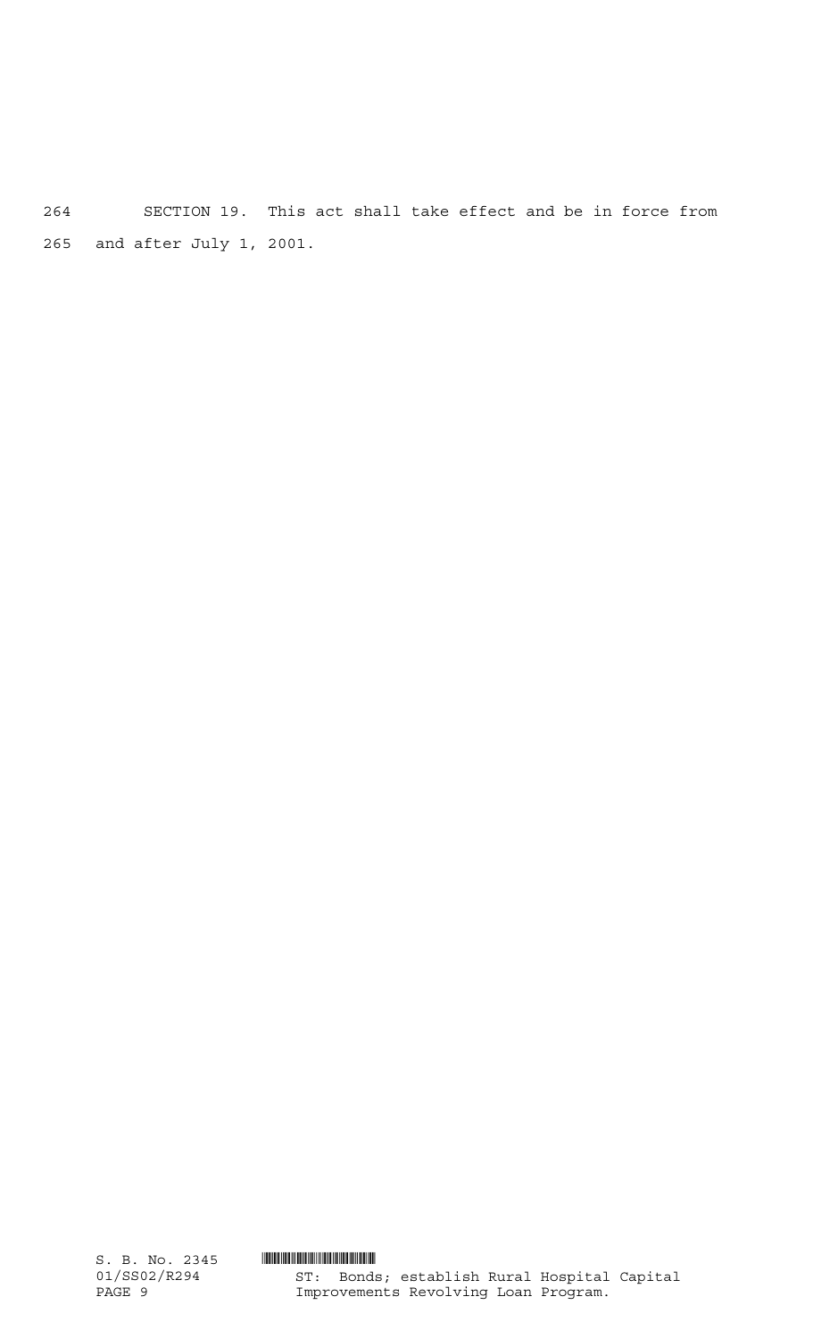264 SECTION 19. This act shall take effect and be in force from
265 and after July 1, 2001.